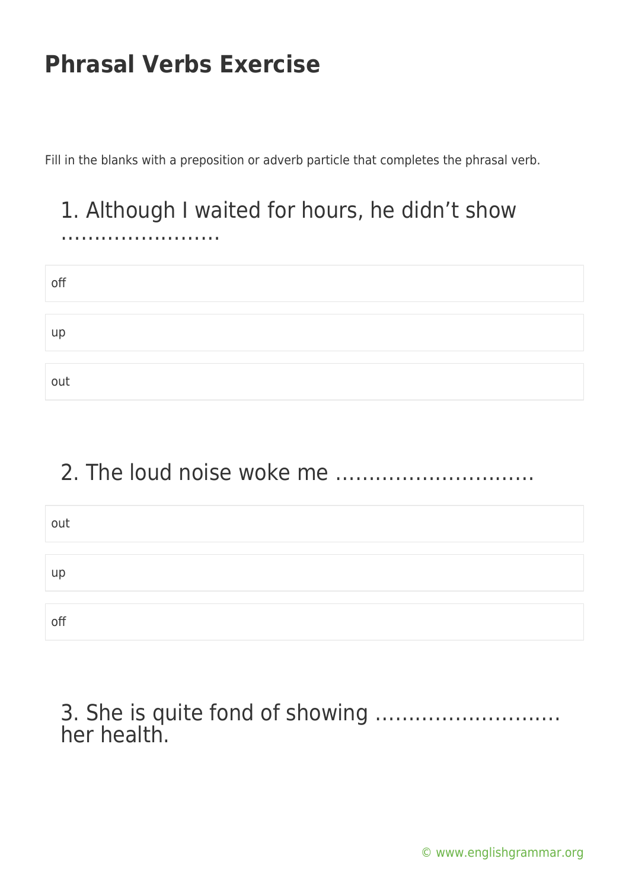# Phrasal Verbs Exercise

Fill in the blanks with a preposition or adverb particle that completes the phrasal verb.

## 1. Although I waited for hours, he didn't show ……………………

- off
- up
- out

## 2. The loud noise woke me …………………………

- out
- up
- off

## 3. She is quite fond of showing ……………………… her health.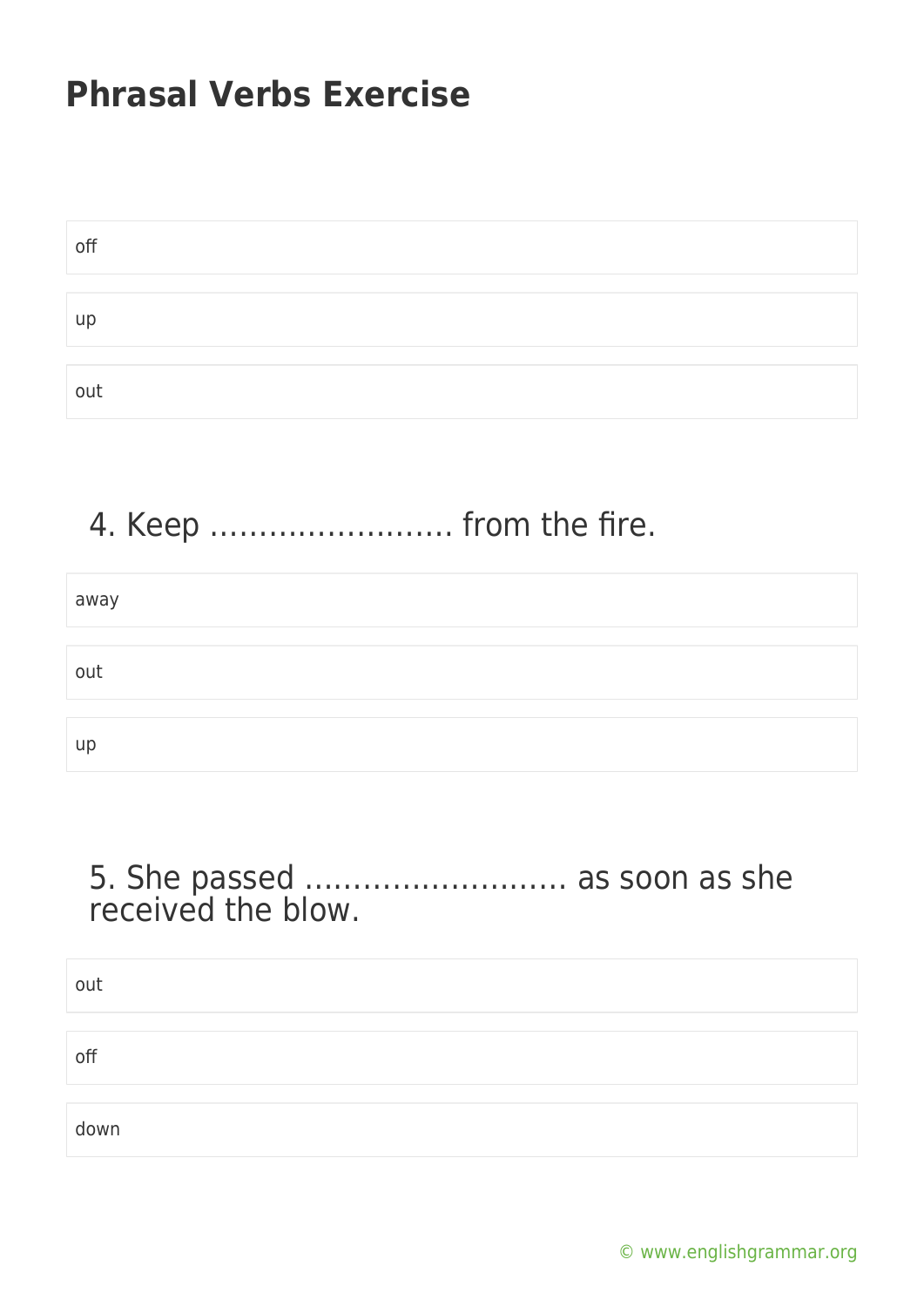# Phrasal Verbs Exercise

off

up

out

## 4. Keep ……………………. from the fire.

away

out

up

## 5. She passed ……………………… as soon as she received the blow.

out

off

down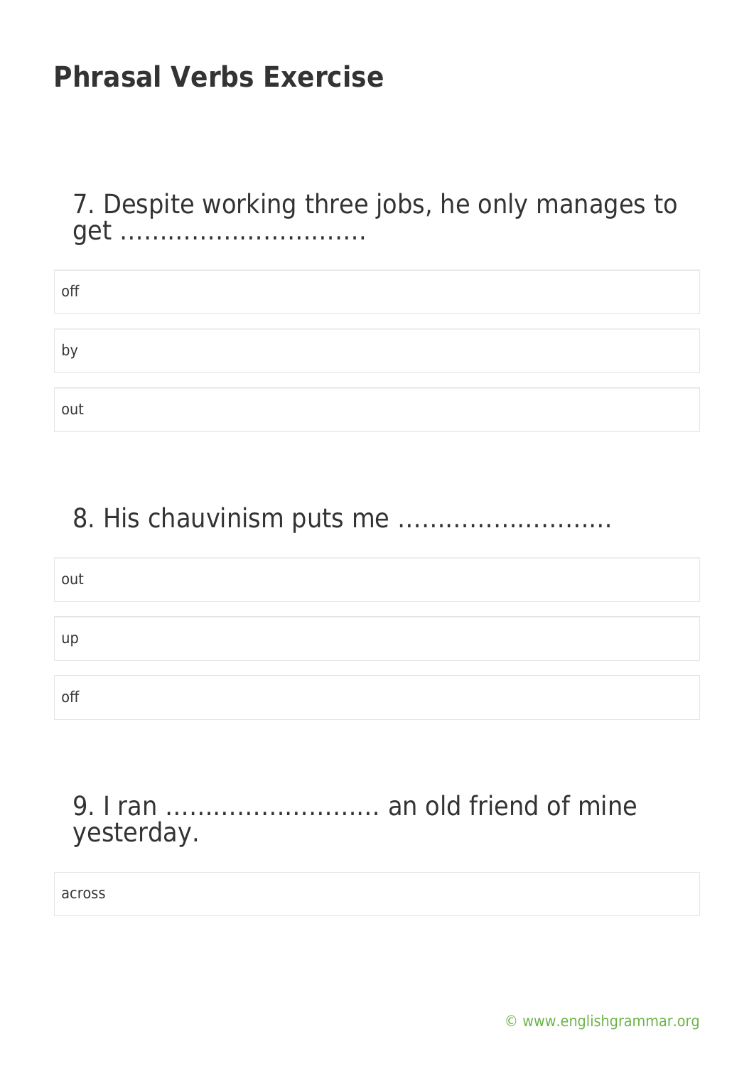## Phrasal Verbs Exercise

7. Despite working three jobs, he only manages to get ..............................

- off
- by
- out

8. His chauvinism puts me ..........................

- out
- up
- off

9. I ran .......................... an old friend of mine yesterday.

- across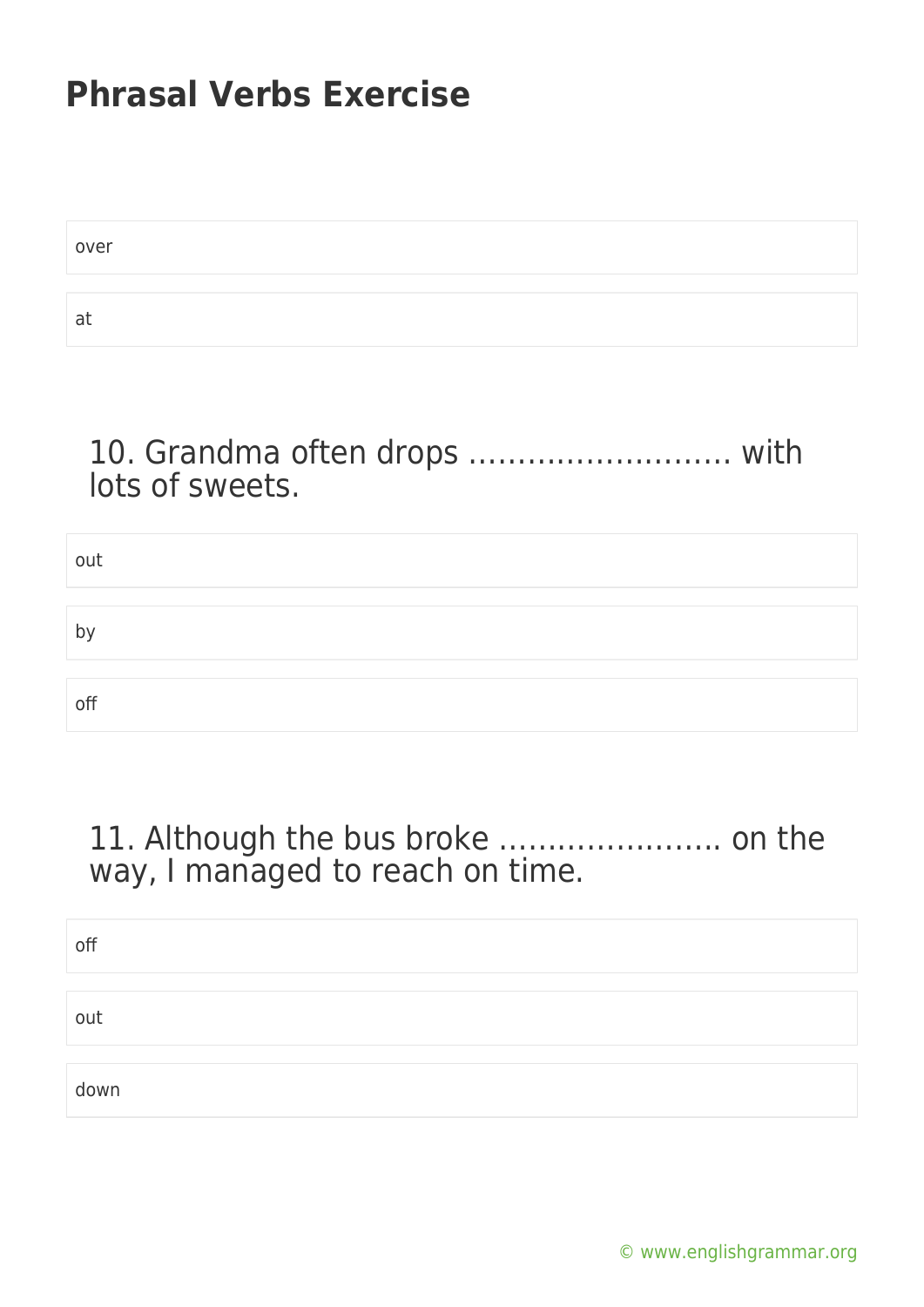over

at

### 10. Grandma often drops ……………………… with lots of sweets.

out

by

off

### 11. Although the bus broke ………………….. on the way, I managed to reach on time.

off

out

down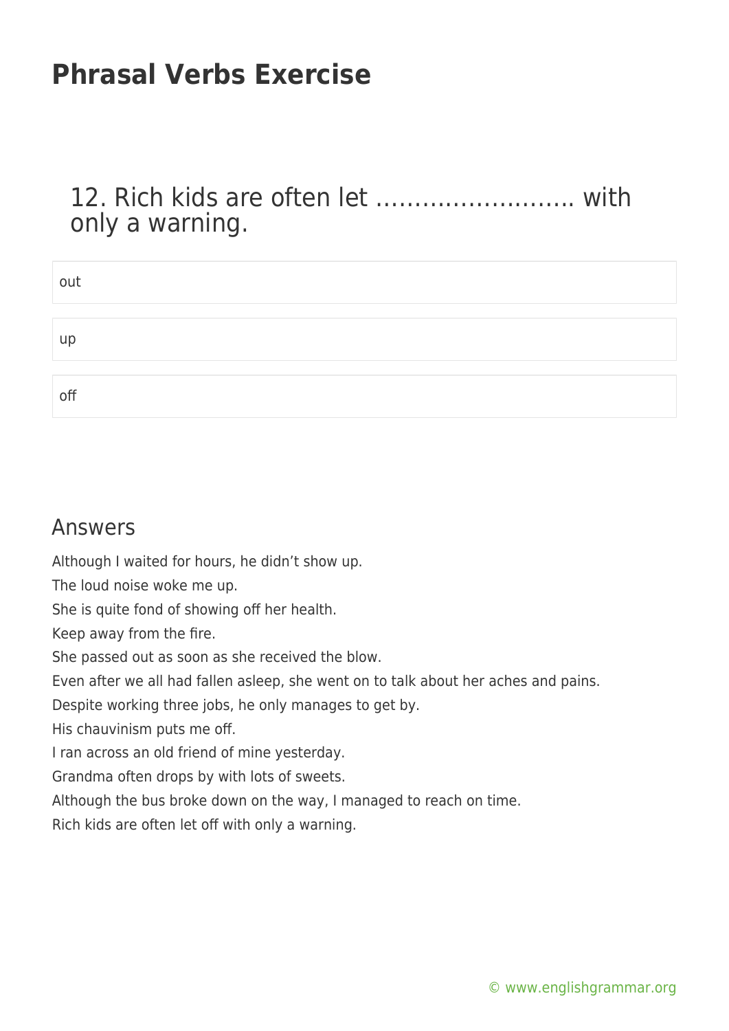# Phrasal Verbs Exercise

12. Rich kids are often let …………………….. with only a warning.

out

up

off

## Answers

Although I waited for hours, he didn't show up.

The loud noise woke me up.

She is quite fond of showing off her health.

Keep away from the fire.

She passed out as soon as she received the blow.

Even after we all had fallen asleep, she went on to talk about her aches and pains.

Despite working three jobs, he only manages to get by.

His chauvinism puts me off.

I ran across an old friend of mine yesterday.

Grandma often drops by with lots of sweets.

Although the bus broke down on the way, I managed to reach on time.

Rich kids are often let off with only a warning.

© www.englishgrammar.org